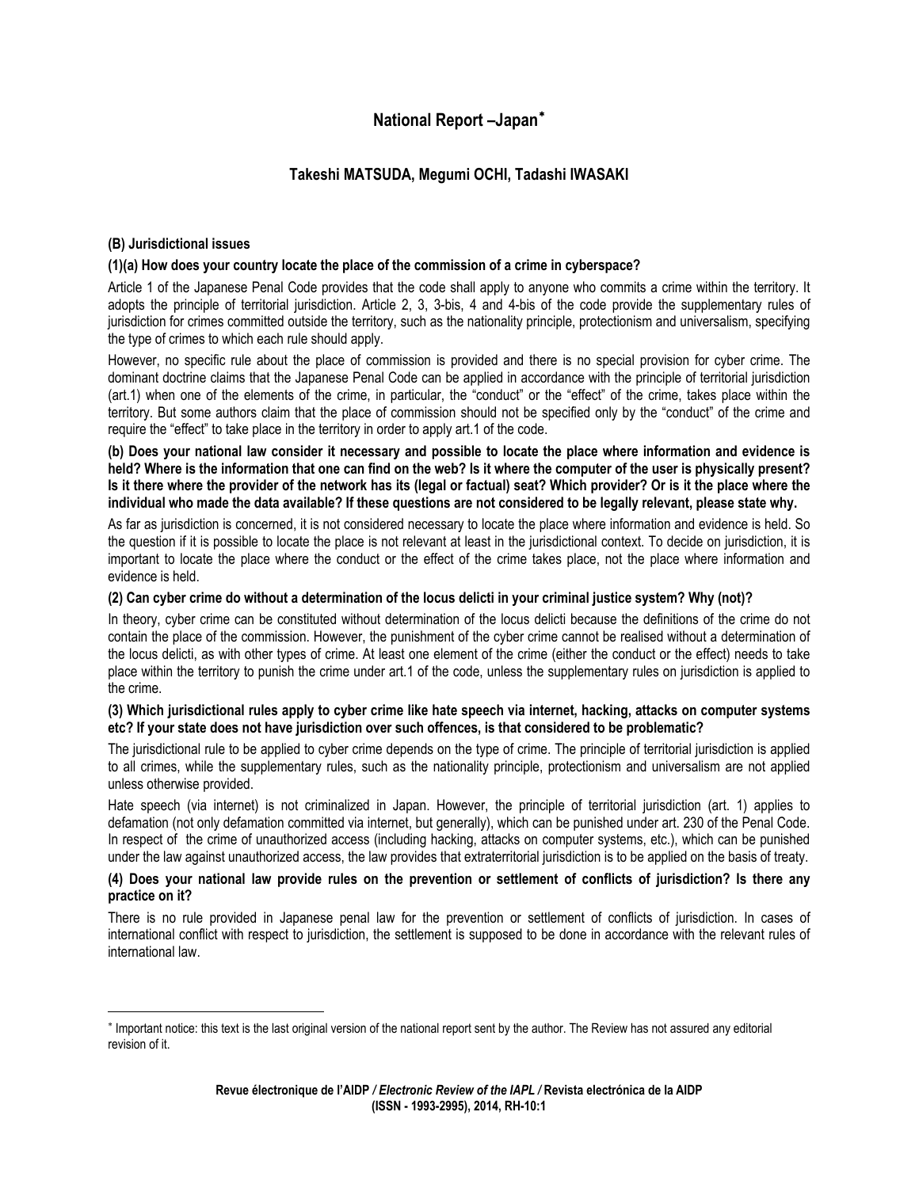# National Report –Japan[*]

## Takeshi MATSUDA, Megumi OCHI, Tadashi IWASAKI

### (B) Jurisdictional issues

**(1)(a) How does your country locate the place of the commission of a crime in cyberspace?**

Article 1 of the Japanese Penal Code provides that the code shall apply to anyone who commits a crime within the territory. It adopts the principle of territorial jurisdiction. Article 2, 3, 3-bis, 4 and 4-bis of the code provide the supplementary rules of jurisdiction for crimes committed outside the territory, such as the nationality principle, protectionism and universalism, specifying the type of crimes to which each rule should apply.

However, no specific rule about the place of commission is provided and there is no special provision for cyber crime. The dominant doctrine claims that the Japanese Penal Code can be applied in accordance with the principle of territorial jurisdiction (art.1) when one of the elements of the crime, in particular, the "conduct" or the "effect" of the crime, takes place within the territory. But some authors claim that the place of commission should not be specified only by the "conduct" of the crime and require the "effect" to take place in the territory in order to apply art.1 of the code.

**(b) Does your national law consider it necessary and possible to locate the place where information and evidence is held? Where is the information that one can find on the web? Is it where the computer of the user is physically present? Is it there where the provider of the network has its (legal or factual) seat? Which provider? Or is it the place where the individual who made the data available? If these questions are not considered to be legally relevant, please state why.**

As far as jurisdiction is concerned, it is not considered necessary to locate the place where information and evidence is held. So the question if it is possible to locate the place is not relevant at least in the jurisdictional context. To decide on jurisdiction, it is important to locate the place where the conduct or the effect of the crime takes place, not the place where information and evidence is held.

**(2) Can cyber crime do without a determination of the locus delicti in your criminal justice system? Why (not)?**

In theory, cyber crime can be constituted without determination of the locus delicti because the definitions of the crime do not contain the place of the commission. However, the punishment of the cyber crime cannot be realised without a determination of the locus delicti, as with other types of crime. At least one element of the crime (either the conduct or the effect) needs to take place within the territory to punish the crime under art.1 of the code, unless the supplementary rules on jurisdiction is applied to the crime.

**(3) Which jurisdictional rules apply to cyber crime like hate speech via internet, hacking, attacks on computer systems etc? If your state does not have jurisdiction over such offences, is that considered to be problematic?**

The jurisdictional rule to be applied to cyber crime depends on the type of crime. The principle of territorial jurisdiction is applied to all crimes, while the supplementary rules, such as the nationality principle, protectionism and universalism are not applied unless otherwise provided.

Hate speech (via internet) is not criminalized in Japan. However, the principle of territorial jurisdiction (art. 1) applies to defamation (not only defamation committed via internet, but generally), which can be punished under art. 230 of the Penal Code. In respect of the crime of unauthorized access (including hacking, attacks on computer systems, etc.), which can be punished under the law against unauthorized access, the law provides that extraterritorial jurisdiction is to be applied on the basis of treaty.

**(4) Does your national law provide rules on the prevention or settlement of conflicts of jurisdiction? Is there any practice on it?**

There is no rule provided in Japanese penal law for the prevention or settlement of conflicts of jurisdiction. In cases of international conflict with respect to jurisdiction, the settlement is supposed to be done in accordance with the relevant rules of international law.

---

[*] Important notice: this text is the last original version of the national report sent by the author. The Review has not assured any editorial revision of it.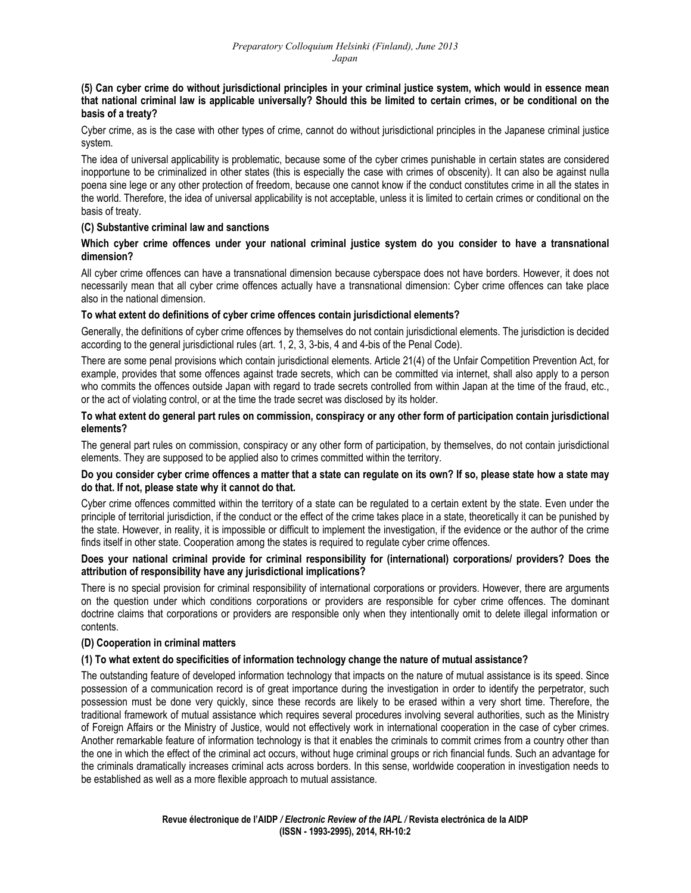**(5) Can cyber crime do without jurisdictional principles in your criminal justice system, which would in essence mean that national criminal law is applicable universally? Should this be limited to certain crimes, or be conditional on the basis of a treaty?**

Cyber crime, as is the case with other types of crime, cannot do without jurisdictional principles in the Japanese criminal justice system.

The idea of universal applicability is problematic, because some of the cyber crimes punishable in certain states are considered inopportune to be criminalized in other states (this is especially the case with crimes of obscenity). It can also be against nulla poena sine lege or any other protection of freedom, because one cannot know if the conduct constitutes crime in all the states in the world. Therefore, the idea of universal applicability is not acceptable, unless it is limited to certain crimes or conditional on the basis of treaty.

### (C) Substantive criminal law and sanctions

**Which cyber crime offences under your national criminal justice system do you consider to have a transnational dimension?**

All cyber crime offences can have a transnational dimension because cyberspace does not have borders. However, it does not necessarily mean that all cyber crime offences actually have a transnational dimension: Cyber crime offences can take place also in the national dimension.

**To what extent do definitions of cyber crime offences contain jurisdictional elements?**

Generally, the definitions of cyber crime offences by themselves do not contain jurisdictional elements. The jurisdiction is decided according to the general jurisdictional rules (art. 1, 2, 3, 3-bis, 4 and 4-bis of the Penal Code).

There are some penal provisions which contain jurisdictional elements. Article 21(4) of the Unfair Competition Prevention Act, for example, provides that some offences against trade secrets, which can be committed via internet, shall also apply to a person who commits the offences outside Japan with regard to trade secrets controlled from within Japan at the time of the fraud, etc., or the act of violating control, or at the time the trade secret was disclosed by its holder.

**To what extent do general part rules on commission, conspiracy or any other form of participation contain jurisdictional elements?**

The general part rules on commission, conspiracy or any other form of participation, by themselves, do not contain jurisdictional elements. They are supposed to be applied also to crimes committed within the territory.

**Do you consider cyber crime offences a matter that a state can regulate on its own? If so, please state how a state may do that. If not, please state why it cannot do that.**

Cyber crime offences committed within the territory of a state can be regulated to a certain extent by the state. Even under the principle of territorial jurisdiction, if the conduct or the effect of the crime takes place in a state, theoretically it can be punished by the state. However, in reality, it is impossible or difficult to implement the investigation, if the evidence or the author of the crime finds itself in other state. Cooperation among the states is required to regulate cyber crime offences.

**Does your national criminal provide for criminal responsibility for (international) corporations/ providers? Does the attribution of responsibility have any jurisdictional implications?**

There is no special provision for criminal responsibility of international corporations or providers. However, there are arguments on the question under which conditions corporations or providers are responsible for cyber crime offences. The dominant doctrine claims that corporations or providers are responsible only when they intentionally omit to delete illegal information or contents.

### (D) Cooperation in criminal matters

**(1) To what extent do specificities of information technology change the nature of mutual assistance?**

The outstanding feature of developed information technology that impacts on the nature of mutual assistance is its speed. Since possession of a communication record is of great importance during the investigation in order to identify the perpetrator, such possession must be done very quickly, since these records are likely to be erased within a very short time. Therefore, the traditional framework of mutual assistance which requires several procedures involving several authorities, such as the Ministry of Foreign Affairs or the Ministry of Justice, would not effectively work in international cooperation in the case of cyber crimes. Another remarkable feature of information technology is that it enables the criminals to commit crimes from a country other than the one in which the effect of the criminal act occurs, without huge criminal groups or rich financial funds. Such an advantage for the criminals dramatically increases criminal acts across borders. In this sense, worldwide cooperation in investigation needs to be established as well as a more flexible approach to mutual assistance.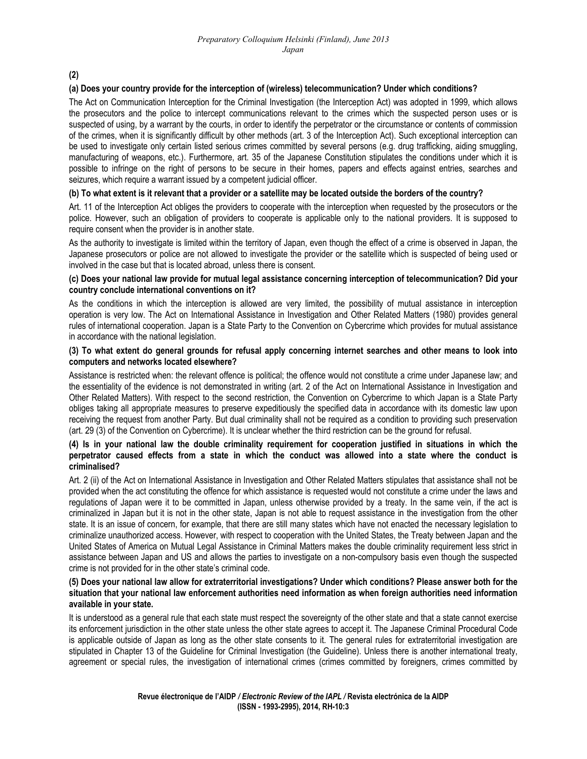**(2)**

**(a) Does your country provide for the interception of (wireless) telecommunication? Under which conditions?**

The Act on Communication Interception for the Criminal Investigation (the Interception Act) was adopted in 1999, which allows the prosecutors and the police to intercept communications relevant to the crimes which the suspected person uses or is suspected of using, by a warrant by the courts, in order to identify the perpetrator or the circumstance or contents of commission of the crimes, when it is significantly difficult by other methods (art. 3 of the Interception Act). Such exceptional interception can be used to investigate only certain listed serious crimes committed by several persons (e.g. drug trafficking, aiding smuggling, manufacturing of weapons, etc.). Furthermore, art. 35 of the Japanese Constitution stipulates the conditions under which it is possible to infringe on the right of persons to be secure in their homes, papers and effects against entries, searches and seizures, which require a warrant issued by a competent judicial officer.

**(b) To what extent is it relevant that a provider or a satellite may be located outside the borders of the country?**

Art. 11 of the Interception Act obliges the providers to cooperate with the interception when requested by the prosecutors or the police. However, such an obligation of providers to cooperate is applicable only to the national providers. It is supposed to require consent when the provider is in another state.

As the authority to investigate is limited within the territory of Japan, even though the effect of a crime is observed in Japan, the Japanese prosecutors or police are not allowed to investigate the provider or the satellite which is suspected of being used or involved in the case but that is located abroad, unless there is consent.

**(c) Does your national law provide for mutual legal assistance concerning interception of telecommunication? Did your country conclude international conventions on it?**

As the conditions in which the interception is allowed are very limited, the possibility of mutual assistance in interception operation is very low. The Act on International Assistance in Investigation and Other Related Matters (1980) provides general rules of international cooperation. Japan is a State Party to the Convention on Cybercrime which provides for mutual assistance in accordance with the national legislation.

**(3) To what extent do general grounds for refusal apply concerning internet searches and other means to look into computers and networks located elsewhere?**

Assistance is restricted when: the relevant offence is political; the offence would not constitute a crime under Japanese law; and the essentiality of the evidence is not demonstrated in writing (art. 2 of the Act on International Assistance in Investigation and Other Related Matters). With respect to the second restriction, the Convention on Cybercrime to which Japan is a State Party obliges taking all appropriate measures to preserve expeditiously the specified data in accordance with its domestic law upon receiving the request from another Party. But dual criminality shall not be required as a condition to providing such preservation (art. 29 (3) of the Convention on Cybercrime). It is unclear whether the third restriction can be the ground for refusal.

**(4) Is in your national law the double criminality requirement for cooperation justified in situations in which the perpetrator caused effects from a state in which the conduct was allowed into a state where the conduct is criminalised?**

Art. 2 (ii) of the Act on International Assistance in Investigation and Other Related Matters stipulates that assistance shall not be provided when the act constituting the offence for which assistance is requested would not constitute a crime under the laws and regulations of Japan were it to be committed in Japan, unless otherwise provided by a treaty. In the same vein, if the act is criminalized in Japan but it is not in the other state, Japan is not able to request assistance in the investigation from the other state. It is an issue of concern, for example, that there are still many states which have not enacted the necessary legislation to criminalize unauthorized access. However, with respect to cooperation with the United States, the Treaty between Japan and the United States of America on Mutual Legal Assistance in Criminal Matters makes the double criminality requirement less strict in assistance between Japan and US and allows the parties to investigate on a non-compulsory basis even though the suspected crime is not provided for in the other state's criminal code.

**(5) Does your national law allow for extraterritorial investigations? Under which conditions? Please answer both for the situation that your national law enforcement authorities need information as when foreign authorities need information available in your state.**

It is understood as a general rule that each state must respect the sovereignty of the other state and that a state cannot exercise its enforcement jurisdiction in the other state unless the other state agrees to accept it. The Japanese Criminal Procedural Code is applicable outside of Japan as long as the other state consents to it. The general rules for extraterritorial investigation are stipulated in Chapter 13 of the Guideline for Criminal Investigation (the Guideline). Unless there is another international treaty, agreement or special rules, the investigation of international crimes (crimes committed by foreigners, crimes committed by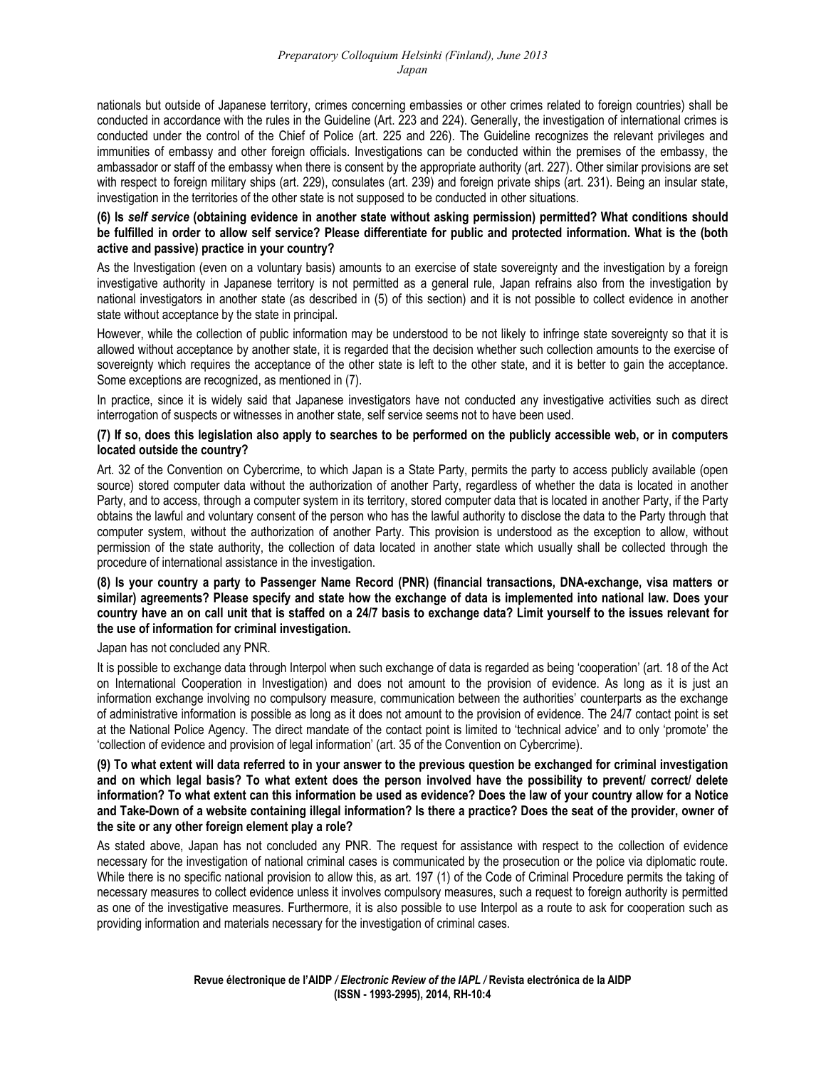nationals but outside of Japanese territory, crimes concerning embassies or other crimes related to foreign countries) shall be conducted in accordance with the rules in the Guideline (Art. 223 and 224). Generally, the investigation of international crimes is conducted under the control of the Chief of Police (art. 225 and 226). The Guideline recognizes the relevant privileges and immunities of embassy and other foreign officials. Investigations can be conducted within the premises of the embassy, the ambassador or staff of the embassy when there is consent by the appropriate authority (art. 227). Other similar provisions are set with respect to foreign military ships (art. 229), consulates (art. 239) and foreign private ships (art. 231). Being an insular state, investigation in the territories of the other state is not supposed to be conducted in other situations.

**(6) Is *self service* (obtaining evidence in another state without asking permission) permitted? What conditions should be fulfilled in order to allow self service? Please differentiate for public and protected information. What is the (both active and passive) practice in your country?**

As the Investigation (even on a voluntary basis) amounts to an exercise of state sovereignty and the investigation by a foreign investigative authority in Japanese territory is not permitted as a general rule, Japan refrains also from the investigation by national investigators in another state (as described in (5) of this section) and it is not possible to collect evidence in another state without acceptance by the state in principal.

However, while the collection of public information may be understood to be not likely to infringe state sovereignty so that it is allowed without acceptance by another state, it is regarded that the decision whether such collection amounts to the exercise of sovereignty which requires the acceptance of the other state is left to the other state, and it is better to gain the acceptance. Some exceptions are recognized, as mentioned in (7).

In practice, since it is widely said that Japanese investigators have not conducted any investigative activities such as direct interrogation of suspects or witnesses in another state, self service seems not to have been used.

**(7) If so, does this legislation also apply to searches to be performed on the publicly accessible web, or in computers located outside the country?**

Art. 32 of the Convention on Cybercrime, to which Japan is a State Party, permits the party to access publicly available (open source) stored computer data without the authorization of another Party, regardless of whether the data is located in another Party, and to access, through a computer system in its territory, stored computer data that is located in another Party, if the Party obtains the lawful and voluntary consent of the person who has the lawful authority to disclose the data to the Party through that computer system, without the authorization of another Party. This provision is understood as the exception to allow, without permission of the state authority, the collection of data located in another state which usually shall be collected through the procedure of international assistance in the investigation.

**(8) Is your country a party to Passenger Name Record (PNR) (financial transactions, DNA-exchange, visa matters or similar) agreements? Please specify and state how the exchange of data is implemented into national law. Does your country have an on call unit that is staffed on a 24/7 basis to exchange data? Limit yourself to the issues relevant for the use of information for criminal investigation.**

Japan has not concluded any PNR.

It is possible to exchange data through Interpol when such exchange of data is regarded as being 'cooperation' (art. 18 of the Act on International Cooperation in Investigation) and does not amount to the provision of evidence. As long as it is just an information exchange involving no compulsory measure, communication between the authorities' counterparts as the exchange of administrative information is possible as long as it does not amount to the provision of evidence. The 24/7 contact point is set at the National Police Agency. The direct mandate of the contact point is limited to 'technical advice' and to only 'promote' the 'collection of evidence and provision of legal information' (art. 35 of the Convention on Cybercrime).

**(9) To what extent will data referred to in your answer to the previous question be exchanged for criminal investigation and on which legal basis? To what extent does the person involved have the possibility to prevent/ correct/ delete information? To what extent can this information be used as evidence? Does the law of your country allow for a Notice and Take-Down of a website containing illegal information? Is there a practice? Does the seat of the provider, owner of the site or any other foreign element play a role?**

As stated above, Japan has not concluded any PNR. The request for assistance with respect to the collection of evidence necessary for the investigation of national criminal cases is communicated by the prosecution or the police via diplomatic route. While there is no specific national provision to allow this, as art. 197 (1) of the Code of Criminal Procedure permits the taking of necessary measures to collect evidence unless it involves compulsory measures, such a request to foreign authority is permitted as one of the investigative measures. Furthermore, it is also possible to use Interpol as a route to ask for cooperation such as providing information and materials necessary for the investigation of criminal cases.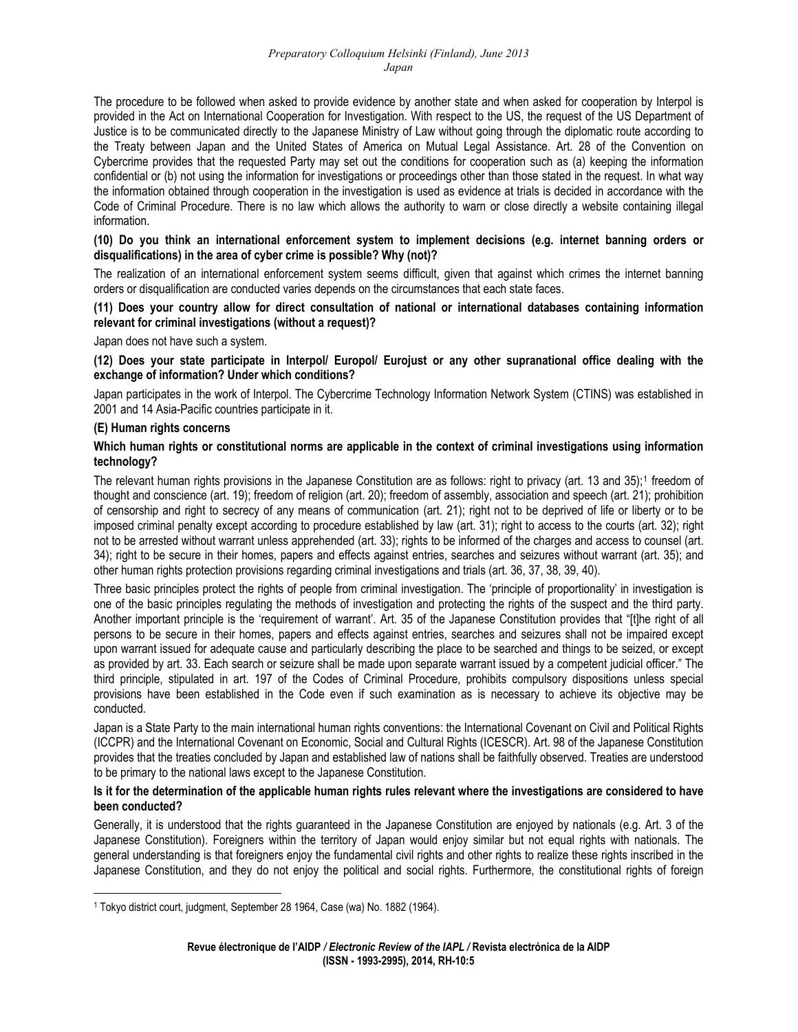The procedure to be followed when asked to provide evidence by another state and when asked for cooperation by Interpol is provided in the Act on International Cooperation for Investigation. With respect to the US, the request of the US Department of Justice is to be communicated directly to the Japanese Ministry of Law without going through the diplomatic route according to the Treaty between Japan and the United States of America on Mutual Legal Assistance. Art. 28 of the Convention on Cybercrime provides that the requested Party may set out the conditions for cooperation such as (a) keeping the information confidential or (b) not using the information for investigations or proceedings other than those stated in the request. In what way the information obtained through cooperation in the investigation is used as evidence at trials is decided in accordance with the Code of Criminal Procedure. There is no law which allows the authority to warn or close directly a website containing illegal information.

**(10) Do you think an international enforcement system to implement decisions (e.g. internet banning orders or disqualifications) in the area of cyber crime is possible? Why (not)?**

The realization of an international enforcement system seems difficult, given that against which crimes the internet banning orders or disqualification are conducted varies depends on the circumstances that each state faces.

**(11) Does your country allow for direct consultation of national or international databases containing information relevant for criminal investigations (without a request)?**

Japan does not have such a system.

**(12) Does your state participate in Interpol/ Europol/ Eurojust or any other supranational office dealing with the exchange of information? Under which conditions?**

Japan participates in the work of Interpol. The Cybercrime Technology Information Network System (CTINS) was established in 2001 and 14 Asia-Pacific countries participate in it.

**(E) Human rights concerns**

**Which human rights or constitutional norms are applicable in the context of criminal investigations using information technology?**

The relevant human rights provisions in the Japanese Constitution are as follows: right to privacy (art. 13 and 35);[1] freedom of thought and conscience (art. 19); freedom of religion (art. 20); freedom of assembly, association and speech (art. 21); prohibition of censorship and right to secrecy of any means of communication (art. 21); right not to be deprived of life or liberty or to be imposed criminal penalty except according to procedure established by law (art. 31); right to access to the courts (art. 32); right not to be arrested without warrant unless apprehended (art. 33); rights to be informed of the charges and access to counsel (art. 34); right to be secure in their homes, papers and effects against entries, searches and seizures without warrant (art. 35); and other human rights protection provisions regarding criminal investigations and trials (art. 36, 37, 38, 39, 40).

Three basic principles protect the rights of people from criminal investigation. The 'principle of proportionality' in investigation is one of the basic principles regulating the methods of investigation and protecting the rights of the suspect and the third party. Another important principle is the 'requirement of warrant'. Art. 35 of the Japanese Constitution provides that "[t]he right of all persons to be secure in their homes, papers and effects against entries, searches and seizures shall not be impaired except upon warrant issued for adequate cause and particularly describing the place to be searched and things to be seized, or except as provided by art. 33. Each search or seizure shall be made upon separate warrant issued by a competent judicial officer." The third principle, stipulated in art. 197 of the Codes of Criminal Procedure, prohibits compulsory dispositions unless special provisions have been established in the Code even if such examination as is necessary to achieve its objective may be conducted.

Japan is a State Party to the main international human rights conventions: the International Covenant on Civil and Political Rights (ICCPR) and the International Covenant on Economic, Social and Cultural Rights (ICESCR). Art. 98 of the Japanese Constitution provides that the treaties concluded by Japan and established law of nations shall be faithfully observed. Treaties are understood to be primary to the national laws except to the Japanese Constitution.

**Is it for the determination of the applicable human rights rules relevant where the investigations are considered to have been conducted?**

Generally, it is understood that the rights guaranteed in the Japanese Constitution are enjoyed by nationals (e.g. Art. 3 of the Japanese Constitution). Foreigners within the territory of Japan would enjoy similar but not equal rights with nationals. The general understanding is that foreigners enjoy the fundamental civil rights and other rights to realize these rights inscribed in the Japanese Constitution, and they do not enjoy the political and social rights. Furthermore, the constitutional rights of foreign

[1] Tokyo district court, judgment, September 28 1964, Case (wa) No. 1882 (1964).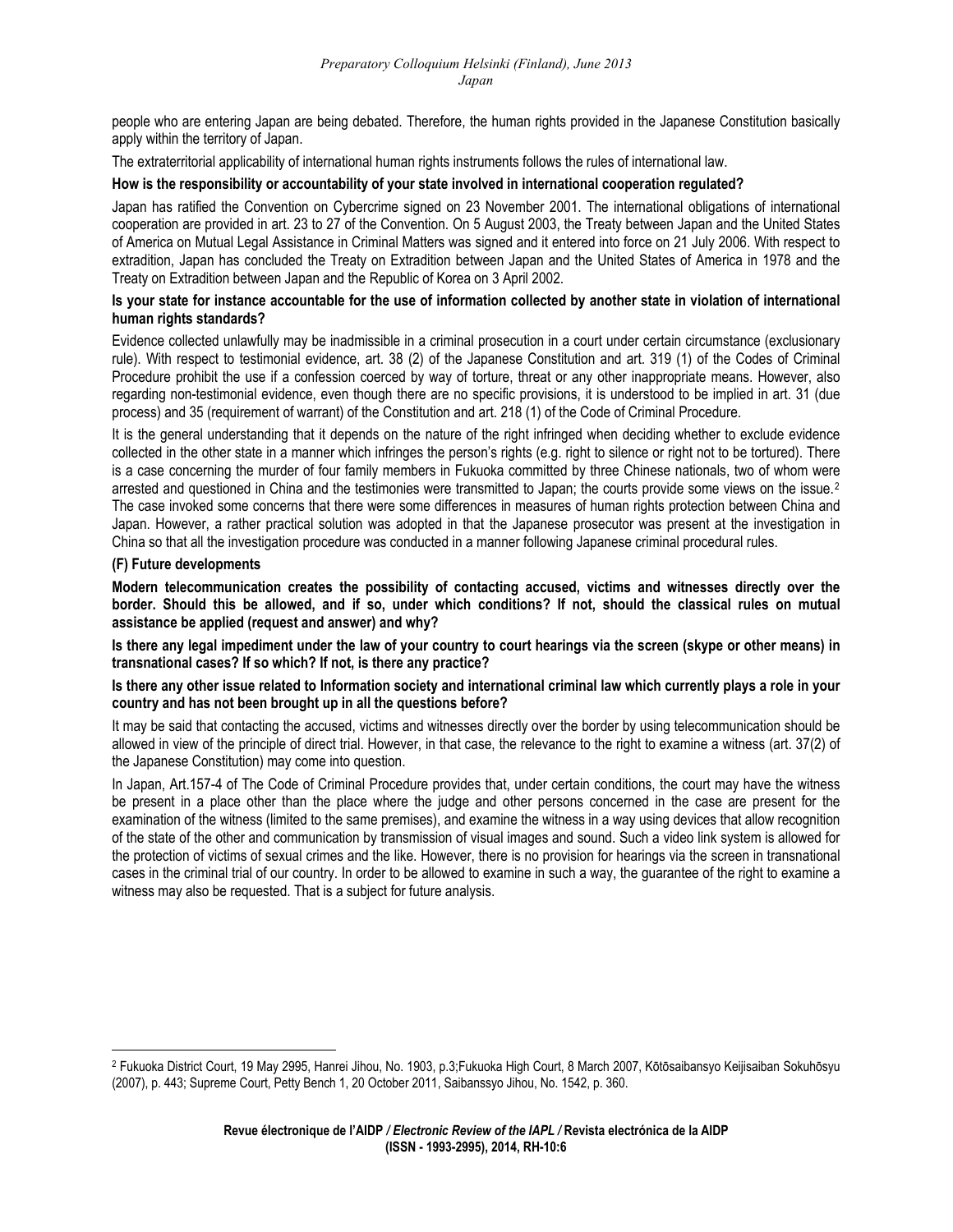people who are entering Japan are being debated. Therefore, the human rights provided in the Japanese Constitution basically apply within the territory of Japan.

The extraterritorial applicability of international human rights instruments follows the rules of international law.

**How is the responsibility or accountability of your state involved in international cooperation regulated?**

Japan has ratified the Convention on Cybercrime signed on 23 November 2001. The international obligations of international cooperation are provided in art. 23 to 27 of the Convention. On 5 August 2003, the Treaty between Japan and the United States of America on Mutual Legal Assistance in Criminal Matters was signed and it entered into force on 21 July 2006. With respect to extradition, Japan has concluded the Treaty on Extradition between Japan and the United States of America in 1978 and the Treaty on Extradition between Japan and the Republic of Korea on 3 April 2002.

**Is your state for instance accountable for the use of information collected by another state in violation of international human rights standards?**

Evidence collected unlawfully may be inadmissible in a criminal prosecution in a court under certain circumstance (exclusionary rule). With respect to testimonial evidence, art. 38 (2) of the Japanese Constitution and art. 319 (1) of the Codes of Criminal Procedure prohibit the use if a confession coerced by way of torture, threat or any other inappropriate means. However, also regarding non-testimonial evidence, even though there are no specific provisions, it is understood to be implied in art. 31 (due process) and 35 (requirement of warrant) of the Constitution and art. 218 (1) of the Code of Criminal Procedure.

It is the general understanding that it depends on the nature of the right infringed when deciding whether to exclude evidence collected in the other state in a manner which infringes the person's rights (e.g. right to silence or right not to be tortured). There is a case concerning the murder of four family members in Fukuoka committed by three Chinese nationals, two of whom were arrested and questioned in China and the testimonies were transmitted to Japan; the courts provide some views on the issue.[2] The case invoked some concerns that there were some differences in measures of human rights protection between China and Japan. However, a rather practical solution was adopted in that the Japanese prosecutor was present at the investigation in China so that all the investigation procedure was conducted in a manner following Japanese criminal procedural rules.

**(F) Future developments**

**Modern telecommunication creates the possibility of contacting accused, victims and witnesses directly over the border. Should this be allowed, and if so, under which conditions? If not, should the classical rules on mutual assistance be applied (request and answer) and why?**

**Is there any legal impediment under the law of your country to court hearings via the screen (skype or other means) in transnational cases? If so which? If not, is there any practice?**

**Is there any other issue related to Information society and international criminal law which currently plays a role in your country and has not been brought up in all the questions before?**

It may be said that contacting the accused, victims and witnesses directly over the border by using telecommunication should be allowed in view of the principle of direct trial. However, in that case, the relevance to the right to examine a witness (art. 37(2) of the Japanese Constitution) may come into question.

In Japan, Art.157-4 of The Code of Criminal Procedure provides that, under certain conditions, the court may have the witness be present in a place other than the place where the judge and other persons concerned in the case are present for the examination of the witness (limited to the same premises), and examine the witness in a way using devices that allow recognition of the state of the other and communication by transmission of visual images and sound. Such a video link system is allowed for the protection of victims of sexual crimes and the like. However, there is no provision for hearings via the screen in transnational cases in the criminal trial of our country. In order to be allowed to examine in such a way, the guarantee of the right to examine a witness may also be requested. That is a subject for future analysis.

---

[2] Fukuoka District Court, 19 May 2995, Hanrei Jihou, No. 1903, p.3;Fukuoka High Court, 8 March 2007, Kōtōsaibansyo Keijisaiban Sokuhōsyu (2007), p. 443; Supreme Court, Petty Bench 1, 20 October 2011, Saibanssyo Jihou, No. 1542, p. 360.